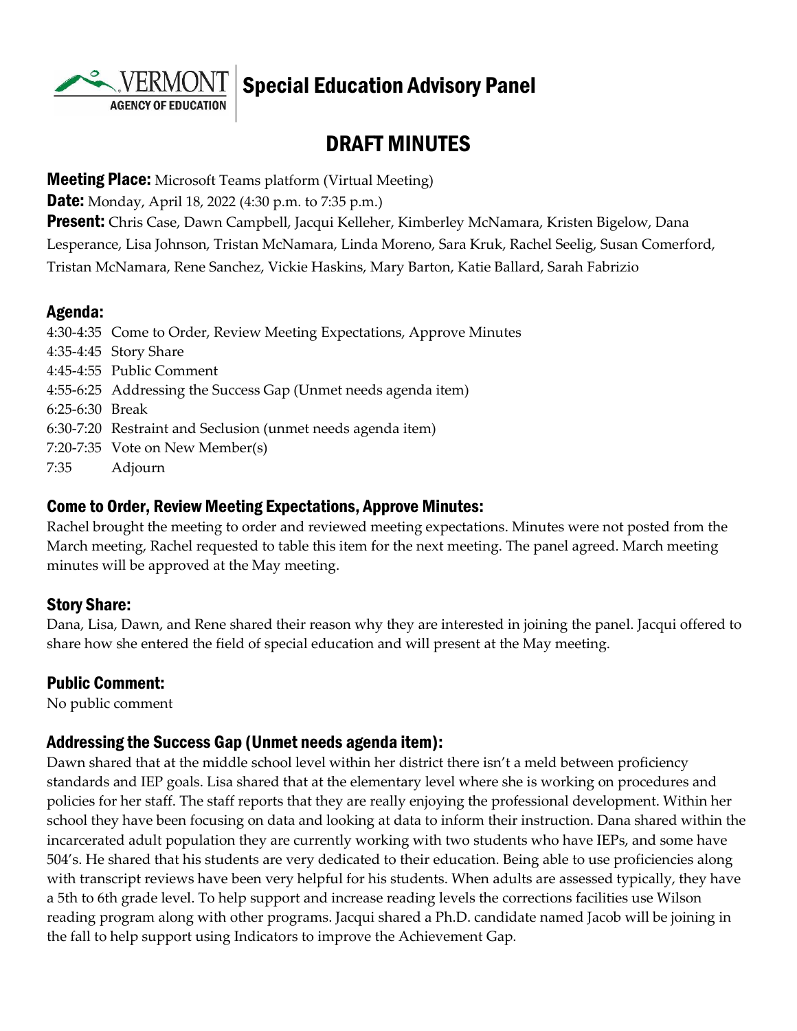# Special Education Advisory Panel

## DRAFT MINUTES

**Meeting Place:** Microsoft Teams platform (Virtual Meeting)

**Date:** Monday, April 18, 2022 (4:30 p.m. to 7:35 p.m.)

**Present:** Chris Case, Dawn Campbell, Jacqui Kelleher, Kimberley McNamara, Kristen Bigelow, Dana Lesperance, Lisa Johnson, Tristan McNamara, Linda Moreno, Sara Kruk, Rachel Seelig, Susan Comerford, Tristan McNamara, Rene Sanchez, Vickie Haskins, Mary Barton, Katie Ballard, Sarah Fabrizio

### Agenda:

4:30-4:35 Come to Order, Review Meeting Expectations, Approve Minutes
4:35-4:45 Story Share
4:45-4:55 Public Comment
4:55-6:25 Addressing the Success Gap (Unmet needs agenda item)
6:25-6:30 Break
6:30-7:20 Restraint and Seclusion (unmet needs agenda item)
7:20-7:35 Vote on New Member(s)
7:35 Adjourn

### Come to Order, Review Meeting Expectations, Approve Minutes:

Rachel brought the meeting to order and reviewed meeting expectations. Minutes were not posted from the March meeting, Rachel requested to table this item for the next meeting. The panel agreed. March meeting minutes will be approved at the May meeting.

### Story Share:

Dana, Lisa, Dawn, and Rene shared their reason why they are interested in joining the panel. Jacqui offered to share how she entered the field of special education and will present at the May meeting.

### Public Comment:

No public comment

### Addressing the Success Gap (Unmet needs agenda item):

Dawn shared that at the middle school level within her district there isn't a meld between proficiency standards and IEP goals. Lisa shared that at the elementary level where she is working on procedures and policies for her staff. The staff reports that they are really enjoying the professional development. Within her school they have been focusing on data and looking at data to inform their instruction. Dana shared within the incarcerated adult population they are currently working with two students who have IEPs, and some have 504's. He shared that his students are very dedicated to their education. Being able to use proficiencies along with transcript reviews have been very helpful for his students. When adults are assessed typically, they have a 5th to 6th grade level. To help support and increase reading levels the corrections facilities use Wilson reading program along with other programs. Jacqui shared a Ph.D. candidate named Jacob will be joining in the fall to help support using Indicators to improve the Achievement Gap.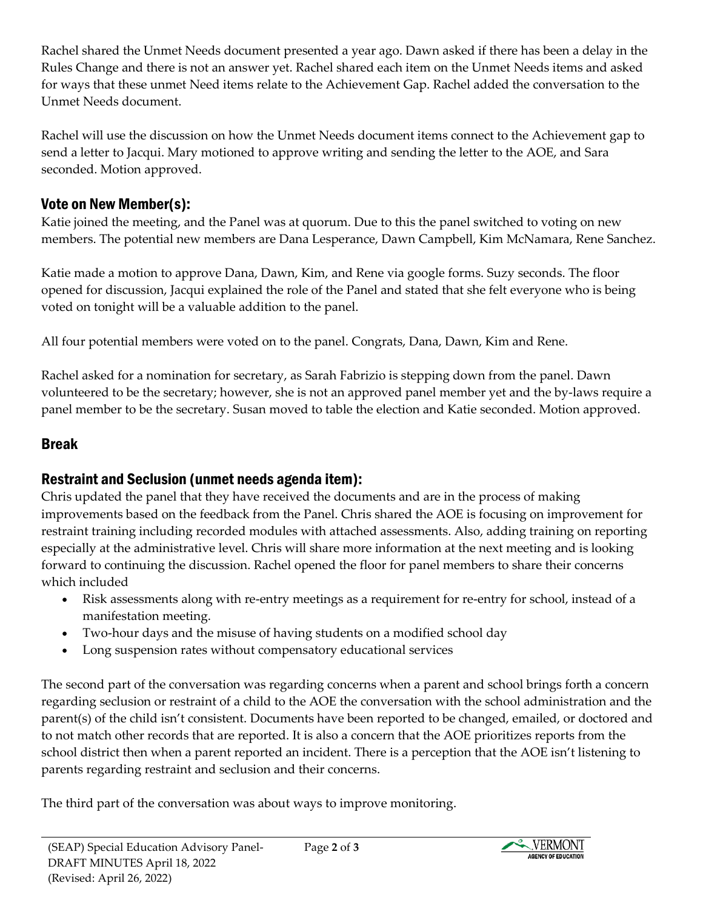Rachel shared the Unmet Needs document presented a year ago. Dawn asked if there has been a delay in the Rules Change and there is not an answer yet. Rachel shared each item on the Unmet Needs items and asked for ways that these unmet Need items relate to the Achievement Gap. Rachel added the conversation to the Unmet Needs document.

Rachel will use the discussion on how the Unmet Needs document items connect to the Achievement gap to send a letter to Jacqui. Mary motioned to approve writing and sending the letter to the AOE, and Sara seconded. Motion approved.

## Vote on New Member(s):

Katie joined the meeting, and the Panel was at quorum. Due to this the panel switched to voting on new members. The potential new members are Dana Lesperance, Dawn Campbell, Kim McNamara, Rene Sanchez.

Katie made a motion to approve Dana, Dawn, Kim, and Rene via google forms. Suzy seconds. The floor opened for discussion, Jacqui explained the role of the Panel and stated that she felt everyone who is being voted on tonight will be a valuable addition to the panel.

All four potential members were voted on to the panel. Congrats, Dana, Dawn, Kim and Rene.

Rachel asked for a nomination for secretary, as Sarah Fabrizio is stepping down from the panel. Dawn volunteered to be the secretary; however, she is not an approved panel member yet and the by-laws require a panel member to be the secretary. Susan moved to table the election and Katie seconded. Motion approved.

## Break

## Restraint and Seclusion (unmet needs agenda item):

Chris updated the panel that they have received the documents and are in the process of making improvements based on the feedback from the Panel. Chris shared the AOE is focusing on improvement for restraint training including recorded modules with attached assessments. Also, adding training on reporting especially at the administrative level. Chris will share more information at the next meeting and is looking forward to continuing the discussion. Rachel opened the floor for panel members to share their concerns which included

- Risk assessments along with re-entry meetings as a requirement for re-entry for school, instead of a manifestation meeting.
- Two-hour days and the misuse of having students on a modified school day
- Long suspension rates without compensatory educational services

The second part of the conversation was regarding concerns when a parent and school brings forth a concern regarding seclusion or restraint of a child to the AOE the conversation with the school administration and the parent(s) of the child isn't consistent. Documents have been reported to be changed, emailed, or doctored and to not match other records that are reported. It is also a concern that the AOE prioritizes reports from the school district then when a parent reported an incident. There is a perception that the AOE isn't listening to parents regarding restraint and seclusion and their concerns.

The third part of the conversation was about ways to improve monitoring.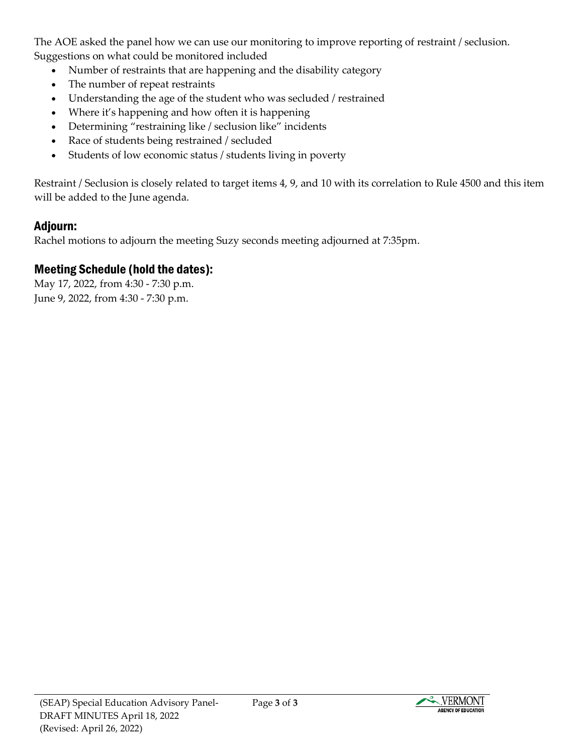The AOE asked the panel how we can use our monitoring to improve reporting of restraint / seclusion. Suggestions on what could be monitored included

- Number of restraints that are happening and the disability category
- The number of repeat restraints
- Understanding the age of the student who was secluded / restrained
- Where it's happening and how often it is happening
- Determining "restraining like / seclusion like" incidents
- Race of students being restrained / secluded
- Students of low economic status / students living in poverty

Restraint / Seclusion is closely related to target items 4, 9, and 10 with its correlation to Rule 4500 and this item will be added to the June agenda.

## Adjourn:

Rachel motions to adjourn the meeting Suzy seconds meeting adjourned at 7:35pm.

## Meeting Schedule (hold the dates):

May 17, 2022, from 4:30 - 7:30 p.m.
June 9, 2022, from 4:30 - 7:30 p.m.